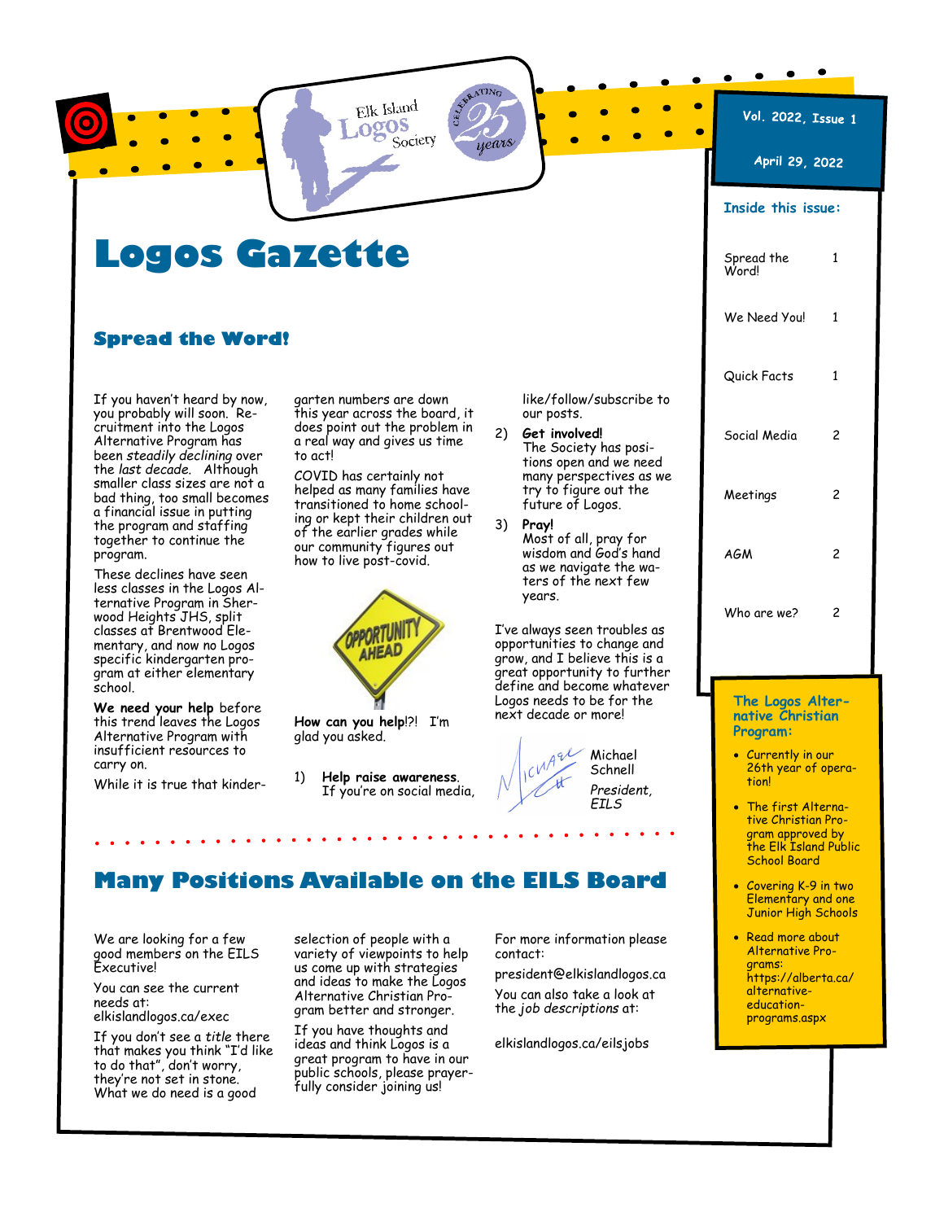Elk Island Logos Society — Celebrating 25 years

Vol. 2022, Issue 1

April 29, 2022

# Logos Gazette

## Spread the Word!

If you haven't heard by now, you probably will soon. Recruitment into the Logos Alternative Program has been *steadily declining* over the *last decade*. Although smaller class sizes are not a bad thing, too small becomes a financial issue in putting the program and staffing together to continue the program.

These declines have seen less classes in the Logos Alternative Program in Sherwood Heights JHS, split classes at Brentwood Elementary, and now no Logos specific kindergarten program at either elementary school.

**We need your help** before this trend leaves the Logos Alternative Program with insufficient resources to carry on.

While it is true that kindergarten numbers are down this year across the board, it does point out the problem in a real way and gives us time to act!

COVID has certainly not helped as many families have transitioned to home schooling or kept their children out of the earlier grades while our community figures out how to live post-covid.

**How can you help**!?! I'm glad you asked.

1) **Help raise awareness**.
   If you're on social media, like/follow/subscribe to our posts.
2) ***Get involved!***
   The Society has positions open and we need many perspectives as we try to figure out the future of Logos.
3) **Pray!**
   Most of all, pray for wisdom and God's hand as we navigate the waters of the next few years.

I've always seen troubles as opportunities to change and grow, and I believe this is a great opportunity to further define and become whatever Logos needs to be for the next decade or more!

Michael Schnell
*President, EILS*

## Many Positions Available on the EILS Board

We are looking for a few good members on the EILS Executive!

You can see the current needs at:
elkislandlogos.ca/exec

If you don't see a *title* there that makes you think "I'd like to do that", don't worry, they're not set in stone. What we do need is a good selection of people with a variety of viewpoints to help us come up with strategies and ideas to make the Logos Alternative Christian Program better and stronger.

If you have thoughts and ideas and think Logos is a great program to have in our public schools, please prayerfully consider joining us!

For more information please contact:

president@elkislandlogos.ca

You can also take a look at the *job descriptions* at:

elkislandlogos.ca/eilsjobs

### Inside this issue:

| | |
|---|---|
| Spread the Word! | 1 |
| We Need You! | 1 |
| Quick Facts | 1 |
| Social Media | 2 |
| Meetings | 2 |
| AGM | 2 |
| Who are we? | 2 |

### The Logos Alternative Christian Program:

- Currently in our 26th year of operation!
- The first Alternative Christian Program approved by the Elk Island Public School Board
- Covering K-9 in two Elementary and one Junior High Schools
- Read more about Alternative Programs: https://alberta.ca/alternative-education-programs.aspx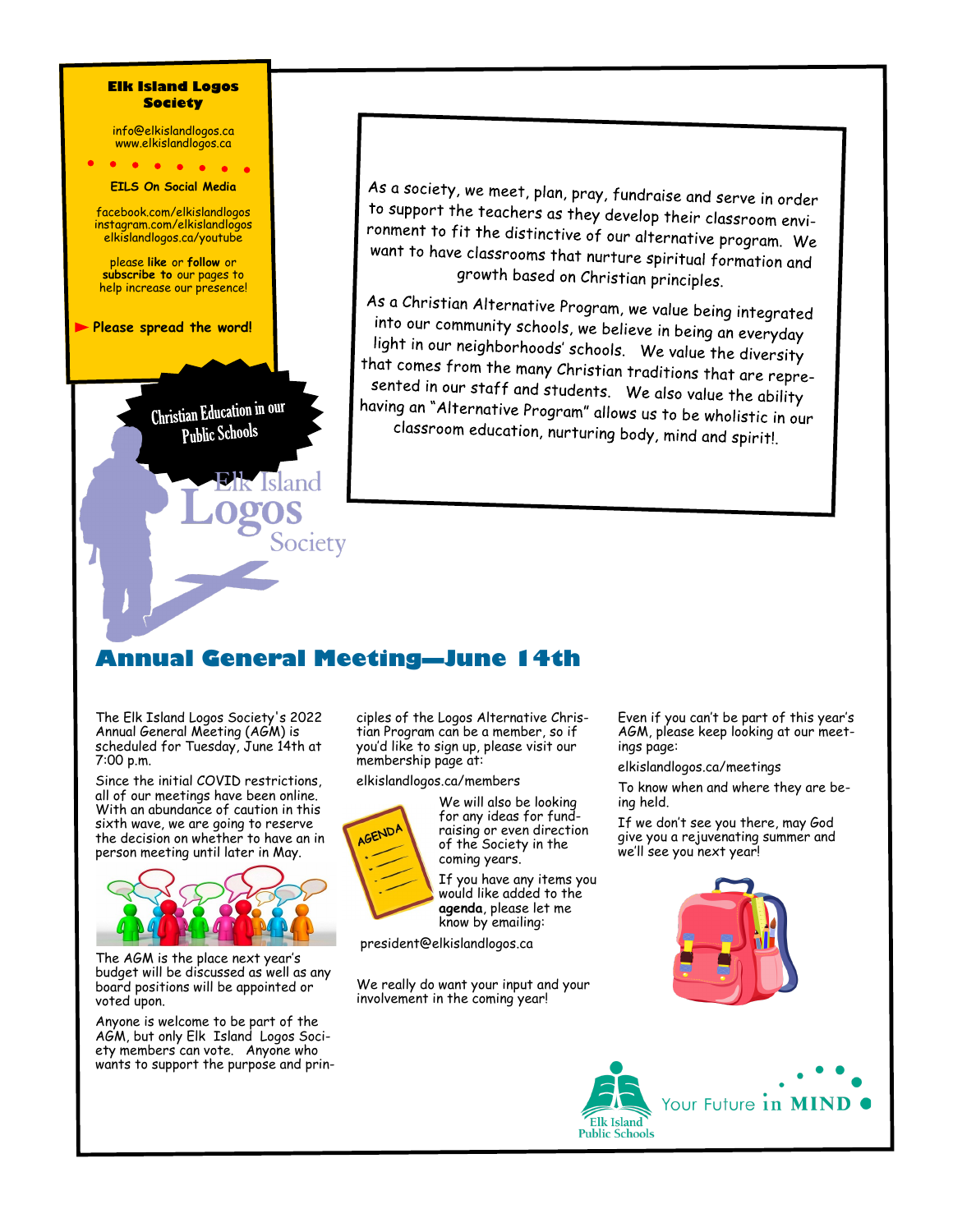**Elk Island Logos Society**

info@elkislandlogos.ca
www.elkislandlogos.ca

**EILS On Social Media**

facebook.com/elkislandlogos
instagram.com/elkislandlogos
elkislandlogos.ca/youtube

please **like** or **follow** or **subscribe to** our pages to help increase our presence!

**Please spread the word!**

Christian Education in our Public Schools

Elk Island Logos Society

As a society, we meet, plan, pray, fundraise and serve in order to support the teachers as they develop their classroom environment to fit the distinctive of our alternative program. We want to have classrooms that nurture spiritual formation and growth based on Christian principles.

As a Christian Alternative Program, we value being integrated into our community schools, we believe in being an everyday light in our neighborhoods' schools. We value the diversity that comes from the many Christian traditions that are represented in our staff and students. We also value the ability having an "Alternative Program" allows us to be wholistic in our classroom education, nurturing body, mind and spirit!.

## Annual General Meeting—June 14th

The Elk Island Logos Society's 2022 Annual General Meeting (AGM) is scheduled for Tuesday, June 14th at 7:00 p.m.

Since the initial COVID restrictions, all of our meetings have been online. With an abundance of caution in this sixth wave, we are going to reserve the decision on whether to have an in person meeting until later in May.

The AGM is the place next year's budget will be discussed as well as any board positions will be appointed or voted upon.

Anyone is welcome to be part of the AGM, but only Elk Island Logos Society members can vote. Anyone who wants to support the purpose and principles of the Logos Alternative Christian Program can be a member, so if you'd like to sign up, please visit our membership page at:

elkislandlogos.ca/members

We will also be looking for any ideas for fundraising or even direction of the Society in the coming years.

If you have any items you would like added to the **agenda**, please let me know by emailing:

president@elkislandlogos.ca

We really do want your input and your involvement in the coming year!

Even if you can't be part of this year's AGM, please keep looking at our meetings page:

elkislandlogos.ca/meetings

To know when and where they are being held.

If we don't see you there, may God give you a rejuvenating summer and we'll see you next year!

Elk Island Public Schools — Your Future in MIND